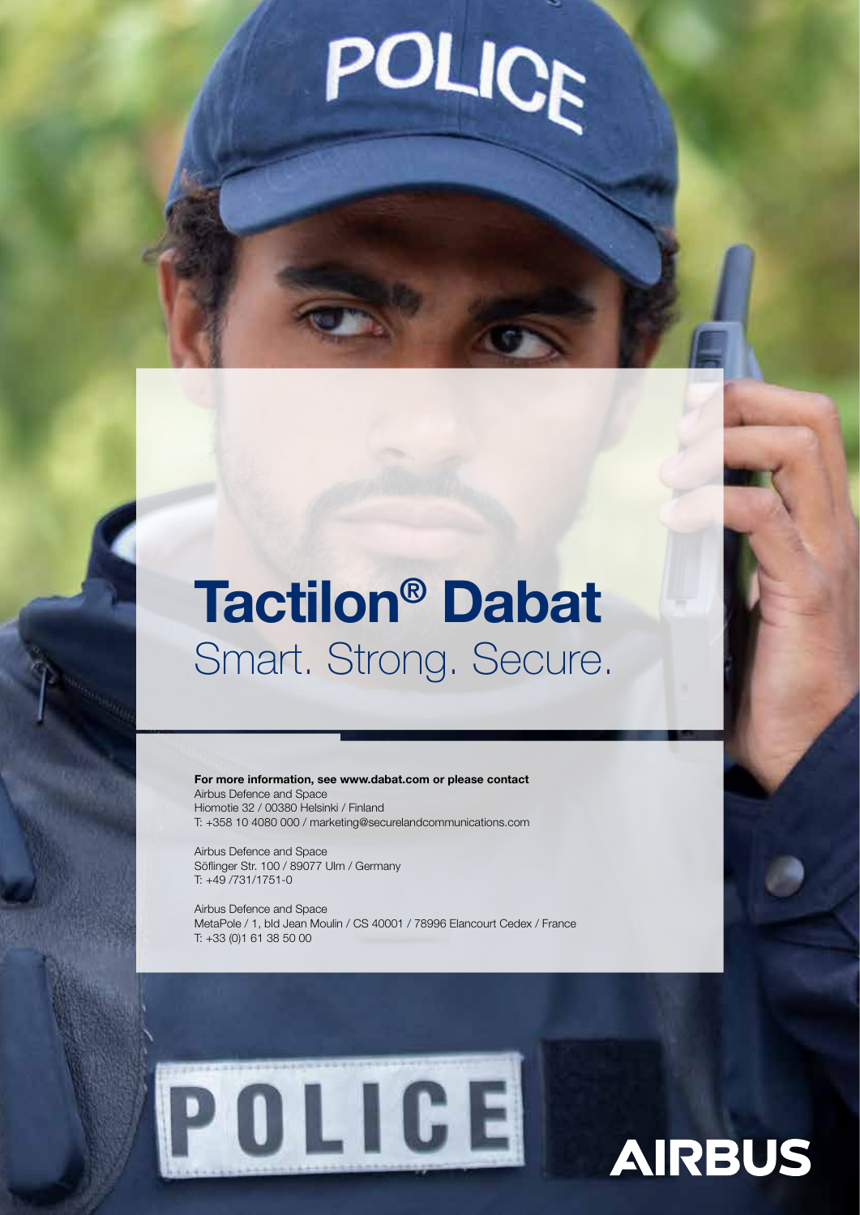# Tactilon® Dabat

Smart. Strong. Secure.

**For more information, see www.dabat.com or please contact**
Airbus Defence and Space
Hiomotie 32 / 00380 Helsinki / Finland
T: +358 10 4080 000 / marketing@securelandcommunications.com

Airbus Defence and Space
Söflinger Str. 100 / 89077 Ulm / Germany
T: +49 /731/1751-0

Airbus Defence and Space
MetaPole / 1, bld Jean Moulin / CS 40001 / 78996 Elancourt Cedex / France
T: +33 (0)1 61 38 50 00

AIRBUS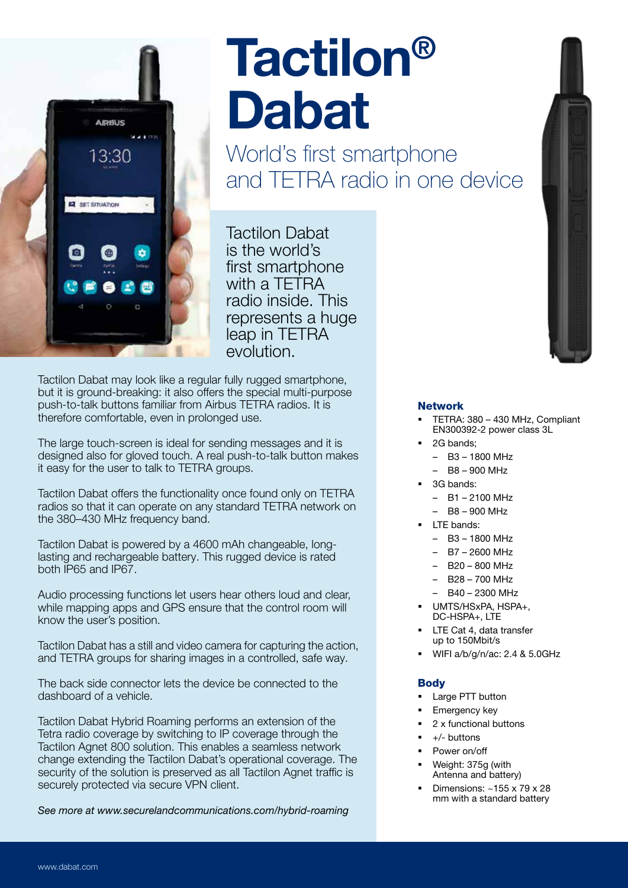# Tactilon® Dabat

## World's first smartphone and TETRA radio in one device

Tactilon Dabat is the world's first smartphone with a TETRA radio inside. This represents a huge leap in TETRA evolution.

Tactilon Dabat may look like a regular fully rugged smartphone, but it is ground-breaking: it also offers the special multi-purpose push-to-talk buttons familiar from Airbus TETRA radios. It is therefore comfortable, even in prolonged use.

The large touch-screen is ideal for sending messages and it is designed also for gloved touch. A real push-to-talk button makes it easy for the user to talk to TETRA groups.

Tactilon Dabat offers the functionality once found only on TETRA radios so that it can operate on any standard TETRA network on the 380–430 MHz frequency band.

Tactilon Dabat is powered by a 4600 mAh changeable, long-lasting and rechargeable battery. This rugged device is rated both IP65 and IP67.

Audio processing functions let users hear others loud and clear, while mapping apps and GPS ensure that the control room will know the user's position.

Tactilon Dabat has a still and video camera for capturing the action, and TETRA groups for sharing images in a controlled, safe way.

The back side connector lets the device be connected to the dashboard of a vehicle.

Tactilon Dabat Hybrid Roaming performs an extension of the Tetra radio coverage by switching to IP coverage through the Tactilon Agnet 800 solution. This enables a seamless network change extending the Tactilon Dabat's operational coverage. The security of the solution is preserved as all Tactilon Agnet traffic is securely protected via secure VPN client.

*See more at www.securelandcommunications.com/hybrid-roaming*

### Network

- TETRA: 380 – 430 MHz, Compliant EN300392-2 power class 3L
- 2G bands;
  - B3 – 1800 MHz
  - B8 – 900 MHz
- 3G bands:
  - B1 – 2100 MHz
  - B8 – 900 MHz
- LTE bands:
  - B3 – 1800 MHz
  - B7 – 2600 MHz
  - B20 – 800 MHz
  - B28 – 700 MHz
  - B40 – 2300 MHz
- UMTS/HSxPA, HSPA+, DC-HSPA+, LTE
- LTE Cat 4, data transfer up to 150Mbit/s
- WIFI a/b/g/n/ac: 2.4 & 5.0GHz

### Body

- Large PTT button
- Emergency key
- 2 x functional buttons
- +/- buttons
- Power on/off
- Weight: 375g (with Antenna and battery)
- Dimensions: ~155 x 79 x 28 mm with a standard battery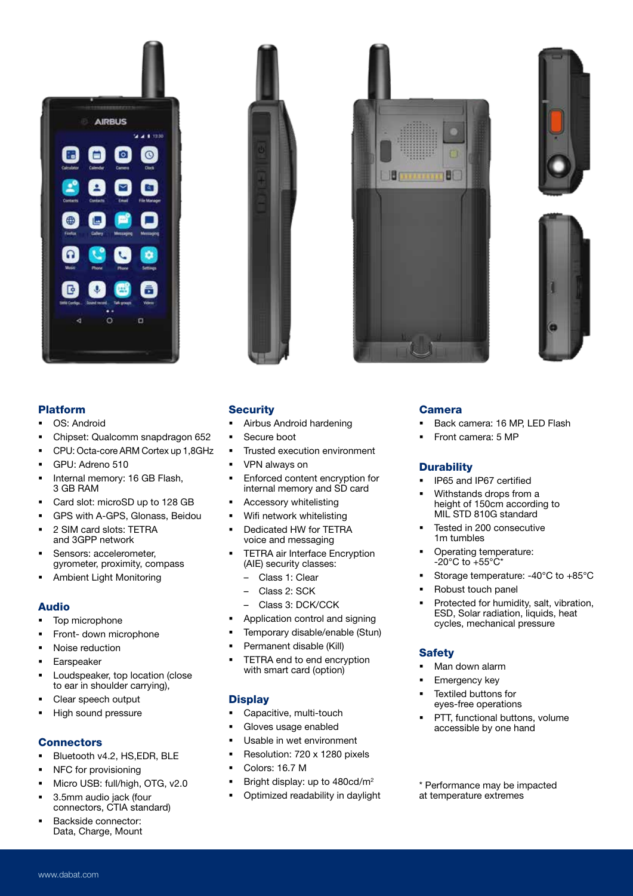## Platform

- OS: Android
- Chipset: Qualcomm snapdragon 652
- CPU: Octa-core ARM Cortex up 1,8GHz
- GPU: Adreno 510
- Internal memory: 16 GB Flash, 3 GB RAM
- Card slot: microSD up to 128 GB
- GPS with A-GPS, Glonass, Beidou
- 2 SIM card slots: TETRA and 3GPP network
- Sensors: accelerometer, gyrometer, proximity, compass
- Ambient Light Monitoring

## Audio

- Top microphone
- Front- down microphone
- Noise reduction
- Earspeaker
- Loudspeaker, top location (close to ear in shoulder carrying),
- Clear speech output
- High sound pressure

## Connectors

- Bluetooth v4.2, HS,EDR, BLE
- NFC for provisioning
- Micro USB: full/high, OTG, v2.0
- 3.5mm audio jack (four connectors, CTIA standard)
- Backside connector: Data, Charge, Mount

## Security

- Airbus Android hardening
- Secure boot
- Trusted execution environment
- VPN always on
- Enforced content encryption for internal memory and SD card
- Accessory whitelisting
- Wifi network whitelisting
- Dedicated HW for TETRA voice and messaging
- TETRA air Interface Encryption (AIE) security classes:
  - Class 1: Clear
  - Class 2: SCK
  - Class 3: DCK/CCK
- Application control and signing
- Temporary disable/enable (Stun)
- Permanent disable (Kill)
- TETRA end to end encryption with smart card (option)

## Display

- Capacitive, multi-touch
- Gloves usage enabled
- Usable in wet environment
- Resolution: 720 x 1280 pixels
- Colors: 16.7 M
- Bright display: up to 480cd/$m^2$
- Optimized readability in daylight

## Camera

- Back camera: 16 MP, LED Flash
- Front camera: 5 MP

## Durability

- IP65 and IP67 certified
- Withstands drops from a height of 150cm according to MIL STD 810G standard
- Tested in 200 consecutive 1m tumbles
- Operating temperature: -20°C to +55°C*
- Storage temperature: -40°C to +85°C
- Robust touch panel
- Protected for humidity, salt, vibration, ESD, Solar radiation, liquids, heat cycles, mechanical pressure

## Safety

- Man down alarm
- Emergency key
- Textiled buttons for eyes-free operations
- PTT, functional buttons, volume accessible by one hand

\* Performance may be impacted at temperature extremes

www.dabat.com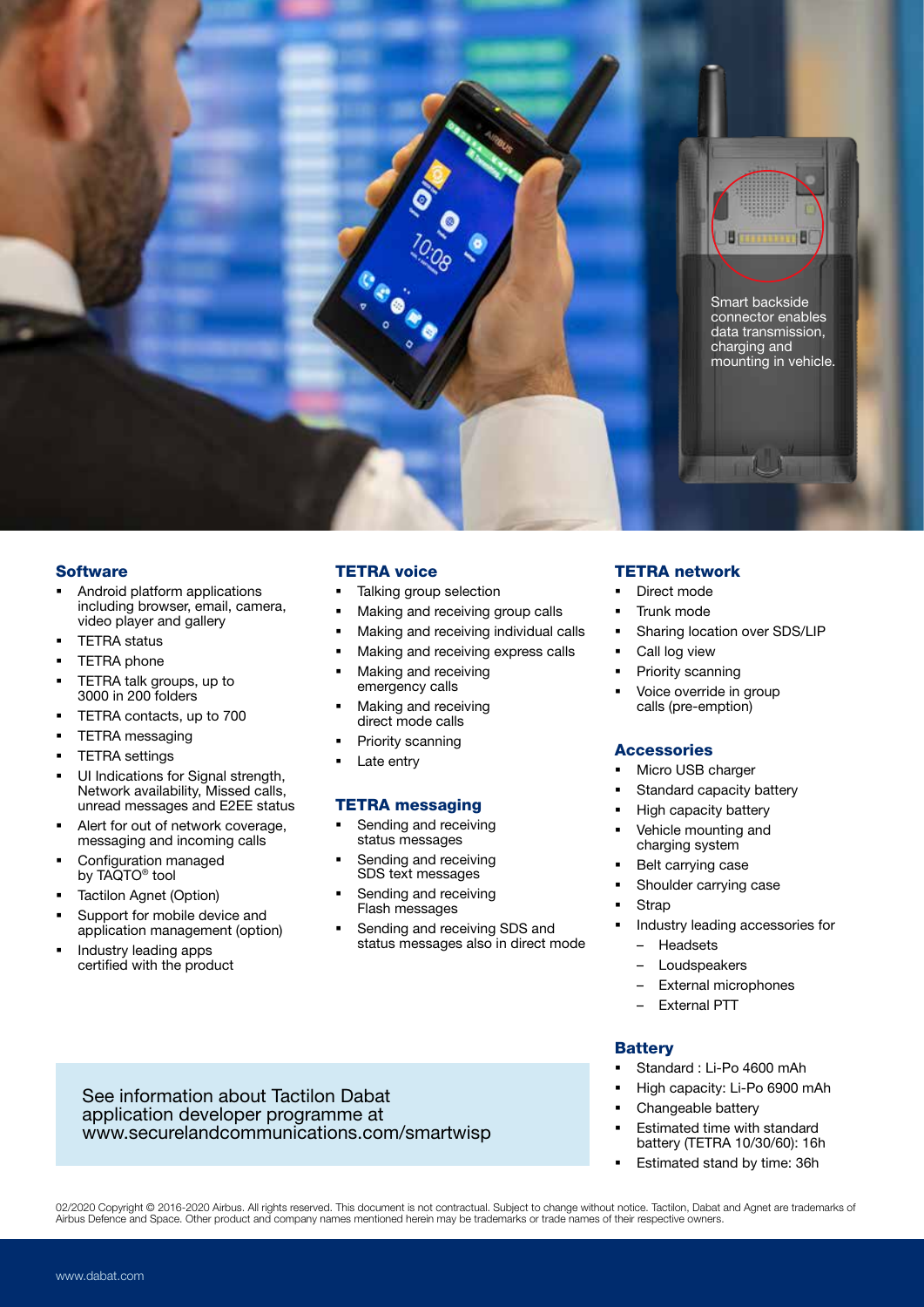Smart backside connector enables data transmission, charging and mounting in vehicle.

## Software

- Android platform applications including browser, email, camera, video player and gallery
- TETRA status
- TETRA phone
- TETRA talk groups, up to 3000 in 200 folders
- TETRA contacts, up to 700
- TETRA messaging
- TETRA settings
- UI Indications for Signal strength, Network availability, Missed calls, unread messages and E2EE status
- Alert for out of network coverage, messaging and incoming calls
- Configuration managed by TAQTO® tool
- Tactilon Agnet (Option)
- Support for mobile device and application management (option)
- Industry leading apps certified with the product

## TETRA voice

- Talking group selection
- Making and receiving group calls
- Making and receiving individual calls
- Making and receiving express calls
- Making and receiving emergency calls
- Making and receiving direct mode calls
- Priority scanning
- Late entry

## TETRA messaging

- Sending and receiving status messages
- Sending and receiving SDS text messages
- Sending and receiving Flash messages
- Sending and receiving SDS and status messages also in direct mode

See information about Tactilon Dabat application developer programme at www.securelandcommunications.com/smartwisp

## TETRA network

- Direct mode
- Trunk mode
- Sharing location over SDS/LIP
- Call log view
- Priority scanning
- Voice override in group calls (pre-emption)

## Accessories

- Micro USB charger
- Standard capacity battery
- High capacity battery
- Vehicle mounting and charging system
- Belt carrying case
- Shoulder carrying case
- Strap
- Industry leading accessories for
  - Headsets
  - Loudspeakers
  - External microphones
  - External PTT

## Battery

- Standard : Li-Po 4600 mAh
- High capacity: Li-Po 6900 mAh
- Changeable battery
- Estimated time with standard battery (TETRA 10/30/60): 16h
- Estimated stand by time: 36h

02/2020 Copyright © 2016-2020 Airbus. All rights reserved. This document is not contractual. Subject to change without notice. Tactilon, Dabat and Agnet are trademarks of Airbus Defence and Space. Other product and company names mentioned herein may be trademarks or trade names of their respective owners.

www.dabat.com